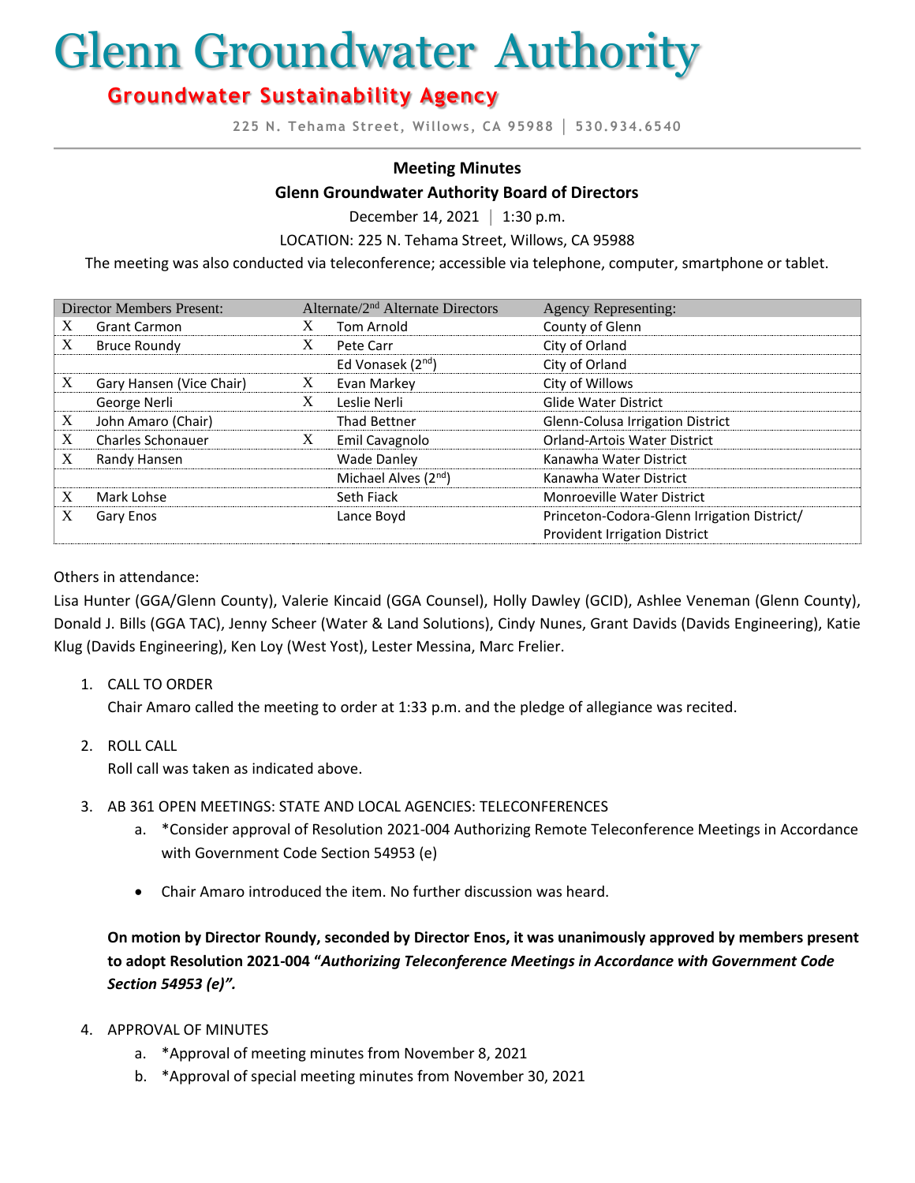# Glenn Groundwater Authority

## Groundwater Sustainability Agency

225 N. Tehama Street, Willows, CA 95988 | 530.934.6540

**Meeting Minutes**

**Glenn Groundwater Authority Board of Directors**

December 14, 2021 | 1:30 p.m.

LOCATION: 225 N. Tehama Street, Willows, CA 95988

The meeting was also conducted via teleconference; accessible via telephone, computer, smartphone or tablet.

| Director Members Present: | | Alternate/2nd Alternate Directors | | Agency Representing: |
|---|---|---|---|---|
| X | Grant Carmon | X | Tom Arnold | County of Glenn |
| X | Bruce Roundy | X | Pete Carr | City of Orland |
| | | | Ed Vonasek (2nd) | City of Orland |
| X | Gary Hansen (Vice Chair) | X | Evan Markey | City of Willows |
| | George Nerli | X | Leslie Nerli | Glide Water District |
| X | John Amaro (Chair) | | Thad Bettner | Glenn-Colusa Irrigation District |
| X | Charles Schonauer | X | Emil Cavagnolo | Orland-Artois Water District |
| X | Randy Hansen | | Wade Danley | Kanawha Water District |
| | | | Michael Alves (2nd) | Kanawha Water District |
| X | Mark Lohse | | Seth Fiack | Monroeville Water District |
| X | Gary Enos | | Lance Boyd | Princeton-Codora-Glenn Irrigation District/ Provident Irrigation District |

Others in attendance:

Lisa Hunter (GGA/Glenn County), Valerie Kincaid (GGA Counsel), Holly Dawley (GCID), Ashlee Veneman (Glenn County), Donald J. Bills (GGA TAC), Jenny Scheer (Water & Land Solutions), Cindy Nunes, Grant Davids (Davids Engineering), Katie Klug (Davids Engineering), Ken Loy (West Yost), Lester Messina, Marc Frelier.

1. CALL TO ORDER
   Chair Amaro called the meeting to order at 1:33 p.m. and the pledge of allegiance was recited.

2. ROLL CALL
   Roll call was taken as indicated above.

3. AB 361 OPEN MEETINGS: STATE AND LOCAL AGENCIES: TELECONFERENCES
   a. *Consider approval of Resolution 2021-004 Authorizing Remote Teleconference Meetings in Accordance with Government Code Section 54953 (e)

   - Chair Amaro introduced the item. No further discussion was heard.

   **On motion by Director Roundy, seconded by Director Enos, it was unanimously approved by members present to adopt Resolution 2021-004 "*Authorizing Teleconference Meetings in Accordance with Government Code Section 54953 (e)".***

4. APPROVAL OF MINUTES
   a. *Approval of meeting minutes from November 8, 2021
   b. *Approval of special meeting minutes from November 30, 2021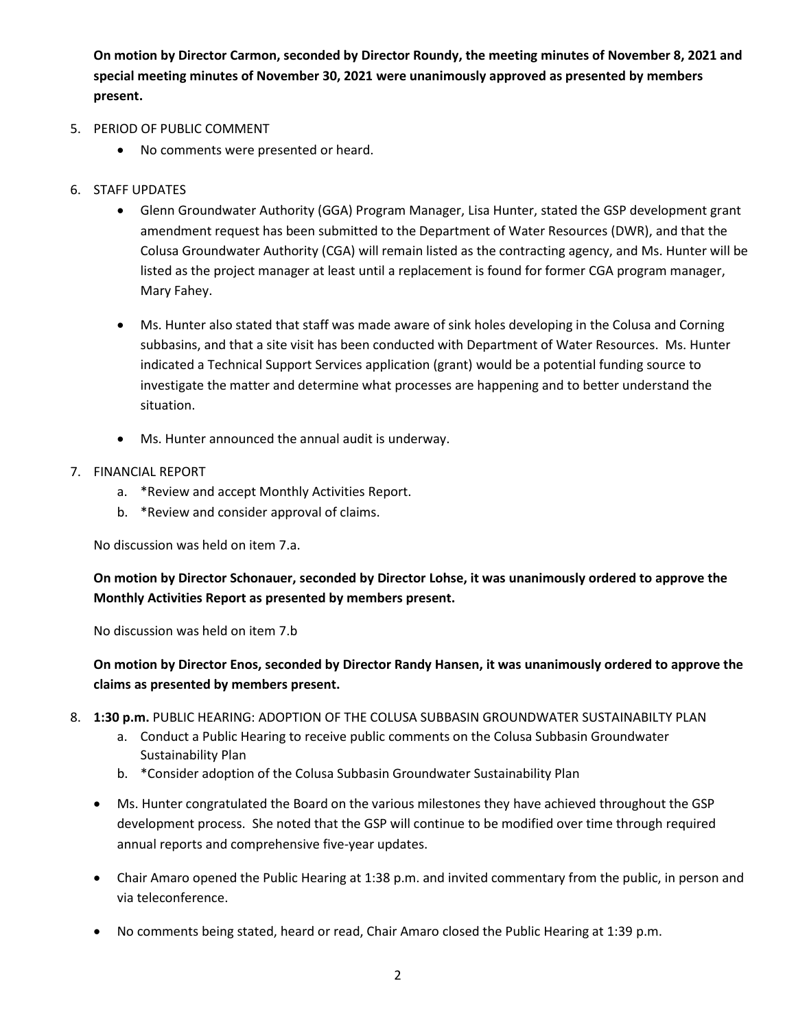**On motion by Director Carmon, seconded by Director Roundy, the meeting minutes of November 8, 2021 and special meeting minutes of November 30, 2021 were unanimously approved as presented by members present.**

5. PERIOD OF PUBLIC COMMENT
    - No comments were presented or heard.

6. STAFF UPDATES
    - Glenn Groundwater Authority (GGA) Program Manager, Lisa Hunter, stated the GSP development grant amendment request has been submitted to the Department of Water Resources (DWR), and that the Colusa Groundwater Authority (CGA) will remain listed as the contracting agency, and Ms. Hunter will be listed as the project manager at least until a replacement is found for former CGA program manager, Mary Fahey.

    - Ms. Hunter also stated that staff was made aware of sink holes developing in the Colusa and Corning subbasins, and that a site visit has been conducted with Department of Water Resources. Ms. Hunter indicated a Technical Support Services application (grant) would be a potential funding source to investigate the matter and determine what processes are happening and to better understand the situation.

    - Ms. Hunter announced the annual audit is underway.

7. FINANCIAL REPORT
    a. *Review and accept Monthly Activities Report.
    b. *Review and consider approval of claims.

    No discussion was held on item 7.a.

    **On motion by Director Schonauer, seconded by Director Lohse, it was unanimously ordered to approve the Monthly Activities Report as presented by members present.**

    No discussion was held on item 7.b

    **On motion by Director Enos, seconded by Director Randy Hansen, it was unanimously ordered to approve the claims as presented by members present.**

8. **1:30 p.m.** PUBLIC HEARING: ADOPTION OF THE COLUSA SUBBASIN GROUNDWATER SUSTAINABILTY PLAN
    a. Conduct a Public Hearing to receive public comments on the Colusa Subbasin Groundwater Sustainability Plan
    b. *Consider adoption of the Colusa Subbasin Groundwater Sustainability Plan

    - Ms. Hunter congratulated the Board on the various milestones they have achieved throughout the GSP development process. She noted that the GSP will continue to be modified over time through required annual reports and comprehensive five-year updates.

    - Chair Amaro opened the Public Hearing at 1:38 p.m. and invited commentary from the public, in person and via teleconference.

    - No comments being stated, heard or read, Chair Amaro closed the Public Hearing at 1:39 p.m.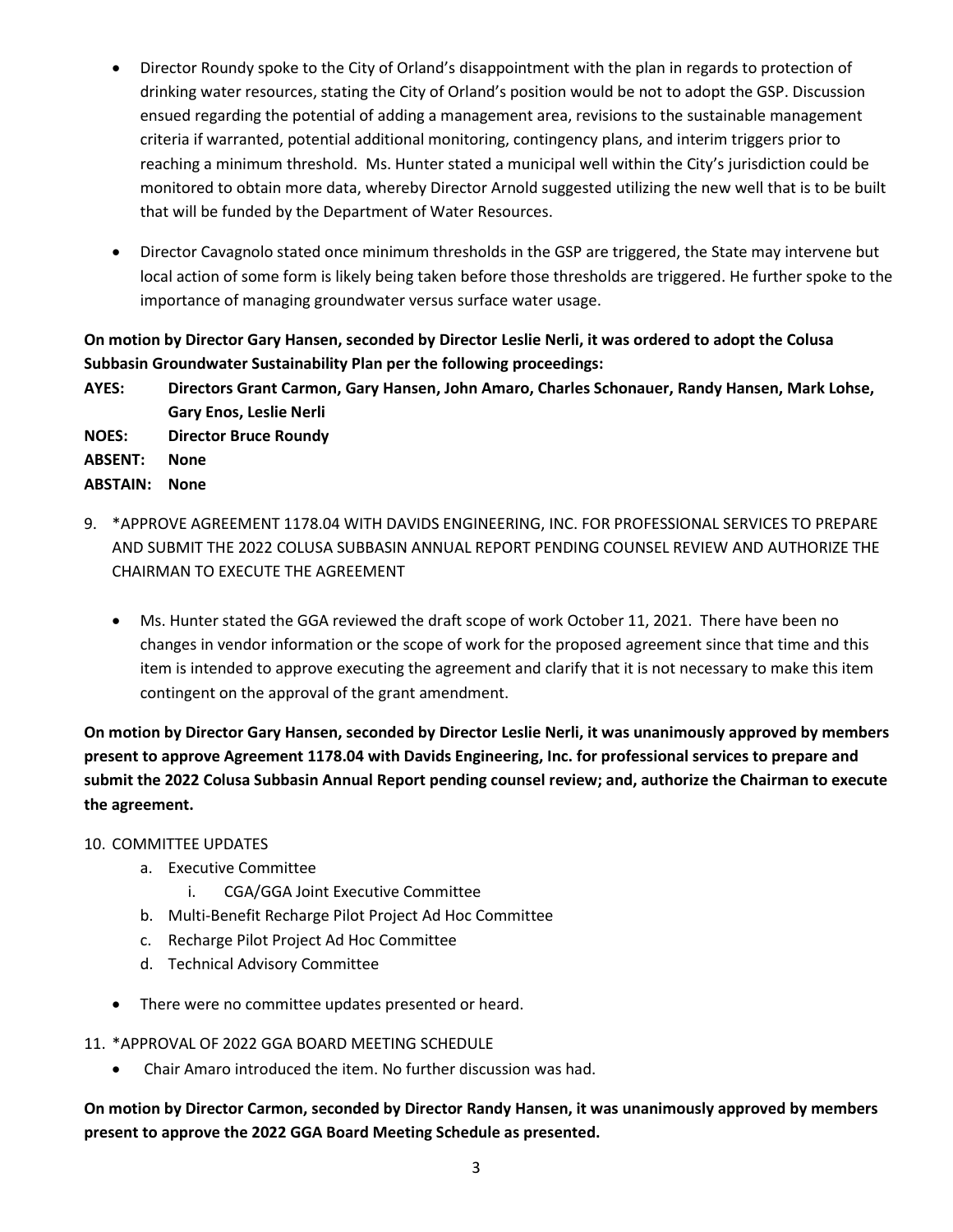- Director Roundy spoke to the City of Orland's disappointment with the plan in regards to protection of drinking water resources, stating the City of Orland's position would be not to adopt the GSP. Discussion ensued regarding the potential of adding a management area, revisions to the sustainable management criteria if warranted, potential additional monitoring, contingency plans, and interim triggers prior to reaching a minimum threshold. Ms. Hunter stated a municipal well within the City's jurisdiction could be monitored to obtain more data, whereby Director Arnold suggested utilizing the new well that is to be built that will be funded by the Department of Water Resources.

- Director Cavagnolo stated once minimum thresholds in the GSP are triggered, the State may intervene but local action of some form is likely being taken before those thresholds are triggered. He further spoke to the importance of managing groundwater versus surface water usage.

**On motion by Director Gary Hansen, seconded by Director Leslie Nerli, it was ordered to adopt the Colusa Subbasin Groundwater Sustainability Plan per the following proceedings:**

**AYES: Directors Grant Carmon, Gary Hansen, John Amaro, Charles Schonauer, Randy Hansen, Mark Lohse, Gary Enos, Leslie Nerli**

**NOES: Director Bruce Roundy**

**ABSENT: None**

**ABSTAIN: None**

9. *APPROVE AGREEMENT 1178.04 WITH DAVIDS ENGINEERING, INC. FOR PROFESSIONAL SERVICES TO PREPARE AND SUBMIT THE 2022 COLUSA SUBBASIN ANNUAL REPORT PENDING COUNSEL REVIEW AND AUTHORIZE THE CHAIRMAN TO EXECUTE THE AGREEMENT

   - Ms. Hunter stated the GGA reviewed the draft scope of work October 11, 2021. There have been no changes in vendor information or the scope of work for the proposed agreement since that time and this item is intended to approve executing the agreement and clarify that it is not necessary to make this item contingent on the approval of the grant amendment.

**On motion by Director Gary Hansen, seconded by Director Leslie Nerli, it was unanimously approved by members present to approve Agreement 1178.04 with Davids Engineering, Inc. for professional services to prepare and submit the 2022 Colusa Subbasin Annual Report pending counsel review; and, authorize the Chairman to execute the agreement.**

10. COMMITTEE UPDATES
    a. Executive Committee
       i. CGA/GGA Joint Executive Committee
    b. Multi-Benefit Recharge Pilot Project Ad Hoc Committee
    c. Recharge Pilot Project Ad Hoc Committee
    d. Technical Advisory Committee

   - There were no committee updates presented or heard.

11. *APPROVAL OF 2022 GGA BOARD MEETING SCHEDULE
   - Chair Amaro introduced the item. No further discussion was had.

**On motion by Director Carmon, seconded by Director Randy Hansen, it was unanimously approved by members present to approve the 2022 GGA Board Meeting Schedule as presented.**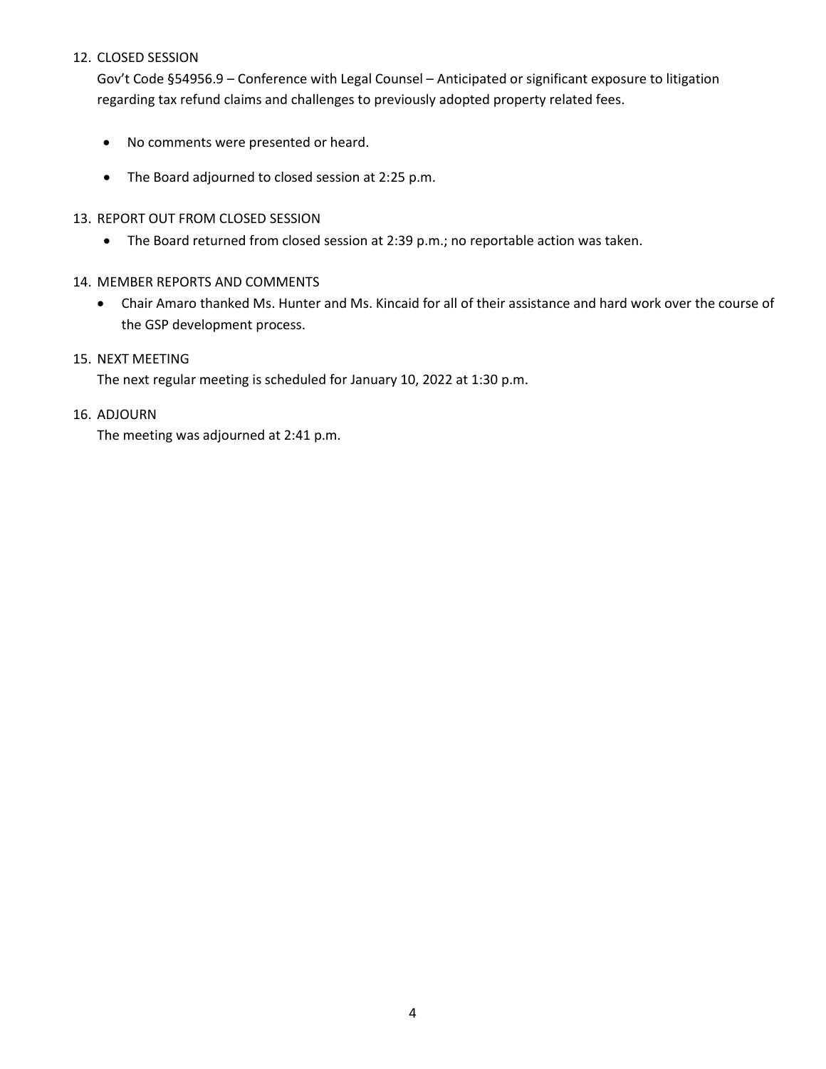12. CLOSED SESSION

    Gov't Code §54956.9 – Conference with Legal Counsel – Anticipated or significant exposure to litigation regarding tax refund claims and challenges to previously adopted property related fees.

    - No comments were presented or heard.
    - The Board adjourned to closed session at 2:25 p.m.

13. REPORT OUT FROM CLOSED SESSION

    - The Board returned from closed session at 2:39 p.m.; no reportable action was taken.

14. MEMBER REPORTS AND COMMENTS

    - Chair Amaro thanked Ms. Hunter and Ms. Kincaid for all of their assistance and hard work over the course of the GSP development process.

15. NEXT MEETING

    The next regular meeting is scheduled for January 10, 2022 at 1:30 p.m.

16. ADJOURN

    The meeting was adjourned at 2:41 p.m.